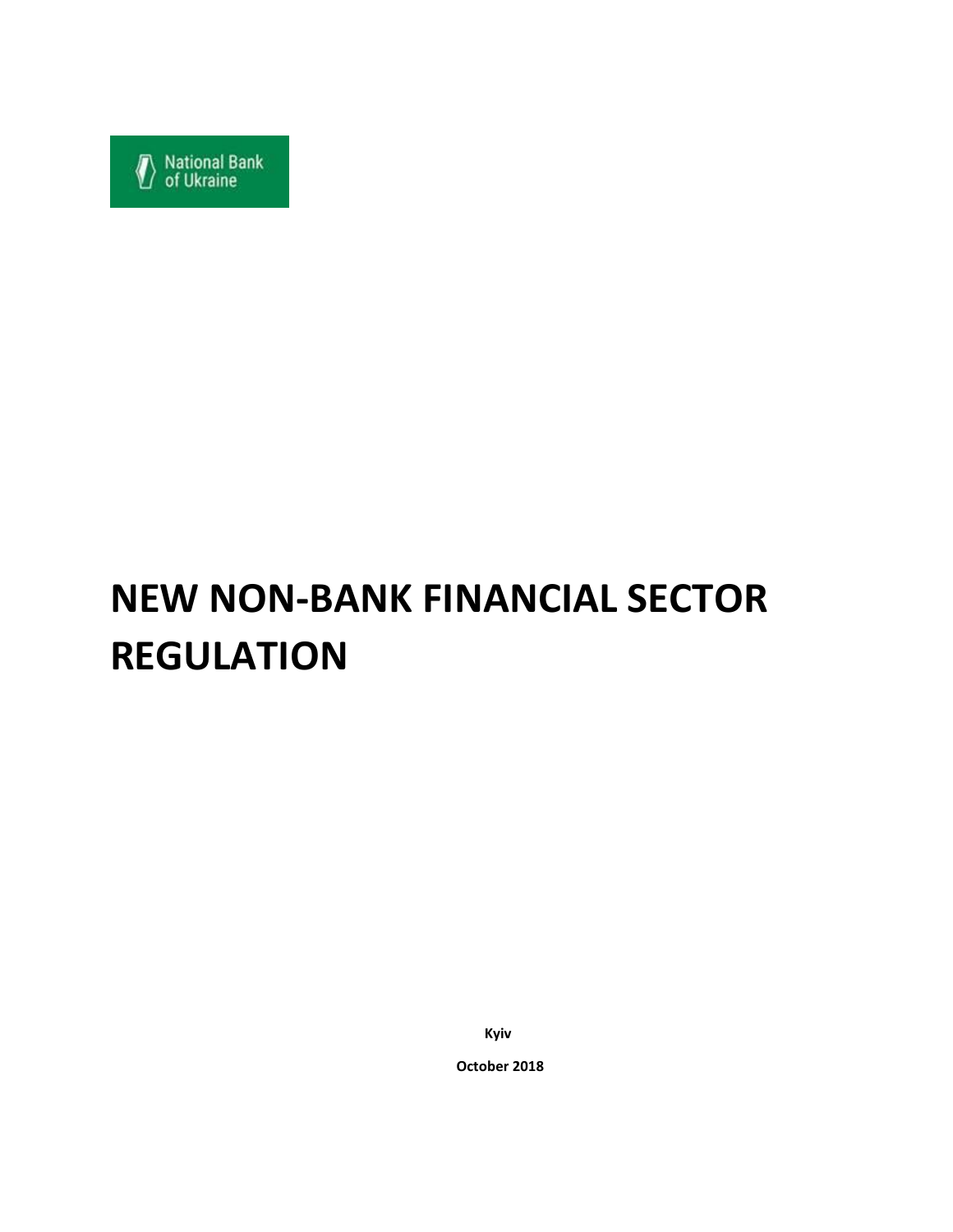National Bank of Ukraine

# NEW NON-BANK FINANCIAL SECTOR REGULATION

**Kyiv**

**October 2018**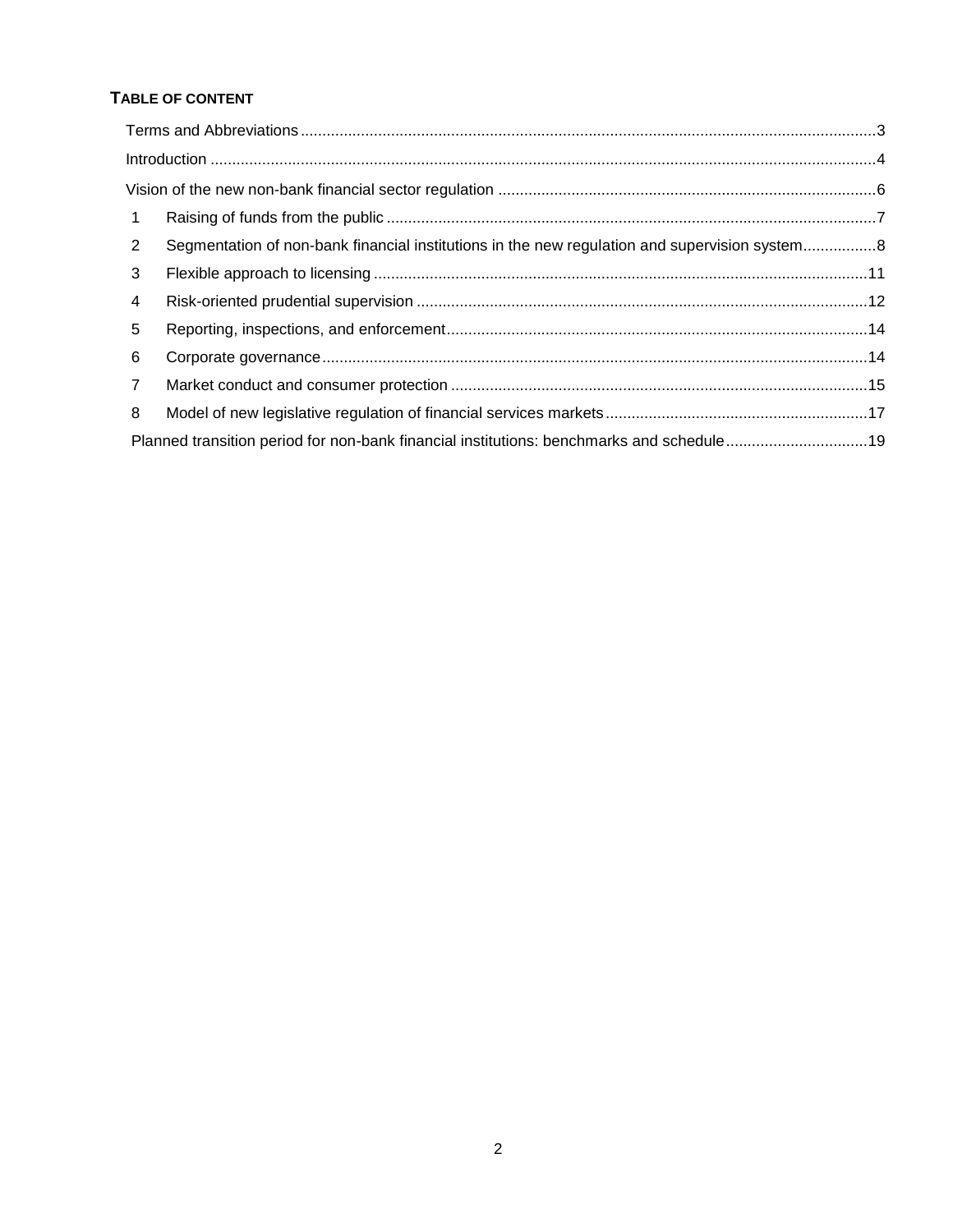**TABLE OF CONTENT**

Terms and Abbreviations ....................................................................................................................................3

Introduction .........................................................................................................................................................4

Vision of the new non-bank financial sector regulation .......................................................................................6

1 Raising of funds from the public .................................................................................................................7

2 Segmentation of non-bank financial institutions in the new regulation and supervision system.................8

3 Flexible approach to licensing ..................................................................................................................11

4 Risk-oriented prudential supervision ........................................................................................................12

5 Reporting, inspections, and enforcement.................................................................................................14

6 Corporate governance..............................................................................................................................14

7 Market conduct and consumer protection ................................................................................................15

8 Model of new legislative regulation of financial services markets............................................................17

Planned transition period for non-bank financial institutions: benchmarks and schedule.................................19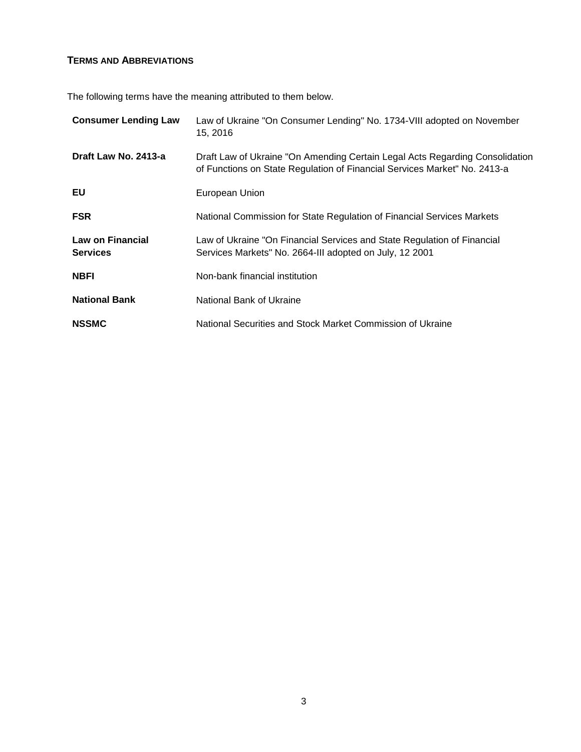## Terms and Abbreviations

The following terms have the meaning attributed to them below.

| | |
|---|---|
| **Consumer Lending Law** | Law of Ukraine "On Consumer Lending" No. 1734-VIII adopted on November 15, 2016 |
| **Draft Law No. 2413-a** | Draft Law of Ukraine "On Amending Certain Legal Acts Regarding Consolidation of Functions on State Regulation of Financial Services Market" No. 2413-a |
| **EU** | European Union |
| **FSR** | National Commission for State Regulation of Financial Services Markets |
| **Law on Financial Services** | Law of Ukraine "On Financial Services and State Regulation of Financial Services Markets" No. 2664-III adopted on July, 12 2001 |
| **NBFI** | Non-bank financial institution |
| **National Bank** | National Bank of Ukraine |
| **NSSMC** | National Securities and Stock Market Commission of Ukraine |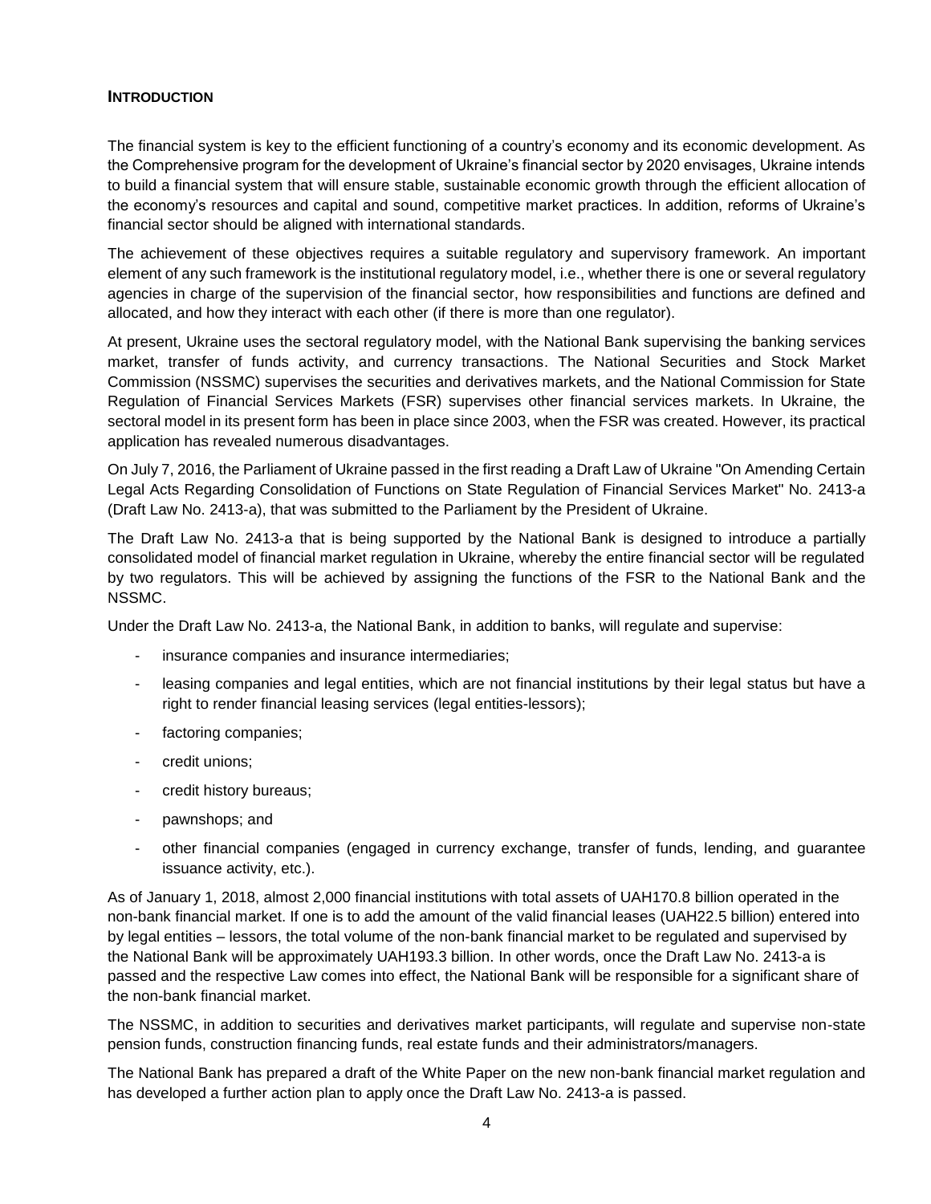## INTRODUCTION

The financial system is key to the efficient functioning of a country's economy and its economic development. As the Comprehensive program for the development of Ukraine's financial sector by 2020 envisages, Ukraine intends to build a financial system that will ensure stable, sustainable economic growth through the efficient allocation of the economy's resources and capital and sound, competitive market practices. In addition, reforms of Ukraine's financial sector should be aligned with international standards.

The achievement of these objectives requires a suitable regulatory and supervisory framework. An important element of any such framework is the institutional regulatory model, i.e., whether there is one or several regulatory agencies in charge of the supervision of the financial sector, how responsibilities and functions are defined and allocated, and how they interact with each other (if there is more than one regulator).

At present, Ukraine uses the sectoral regulatory model, with the National Bank supervising the banking services market, transfer of funds activity, and currency transactions. The National Securities and Stock Market Commission (NSSMC) supervises the securities and derivatives markets, and the National Commission for State Regulation of Financial Services Markets (FSR) supervises other financial services markets. In Ukraine, the sectoral model in its present form has been in place since 2003, when the FSR was created. However, its practical application has revealed numerous disadvantages.

On July 7, 2016, the Parliament of Ukraine passed in the first reading a Draft Law of Ukraine "On Amending Certain Legal Acts Regarding Consolidation of Functions on State Regulation of Financial Services Market" No. 2413-a (Draft Law No. 2413-a), that was submitted to the Parliament by the President of Ukraine.

The Draft Law No. 2413-a that is being supported by the National Bank is designed to introduce a partially consolidated model of financial market regulation in Ukraine, whereby the entire financial sector will be regulated by two regulators. This will be achieved by assigning the functions of the FSR to the National Bank and the NSSMC.

Under the Draft Law No. 2413-a, the National Bank, in addition to banks, will regulate and supervise:

- insurance companies and insurance intermediaries;
- leasing companies and legal entities, which are not financial institutions by their legal status but have a right to render financial leasing services (legal entities-lessors);
- factoring companies;
- credit unions;
- credit history bureaus;
- pawnshops; and
- other financial companies (engaged in currency exchange, transfer of funds, lending, and guarantee issuance activity, etc.).

As of January 1, 2018, almost 2,000 financial institutions with total assets of UAH170.8 billion operated in the non-bank financial market. If one is to add the amount of the valid financial leases (UAH22.5 billion) entered into by legal entities – lessors, the total volume of the non-bank financial market to be regulated and supervised by the National Bank will be approximately UAH193.3 billion. In other words, once the Draft Law No. 2413-a is passed and the respective Law comes into effect, the National Bank will be responsible for a significant share of the non-bank financial market.

The NSSMC, in addition to securities and derivatives market participants, will regulate and supervise non-state pension funds, construction financing funds, real estate funds and their administrators/managers.

The National Bank has prepared a draft of the White Paper on the new non-bank financial market regulation and has developed a further action plan to apply once the Draft Law No. 2413-a is passed.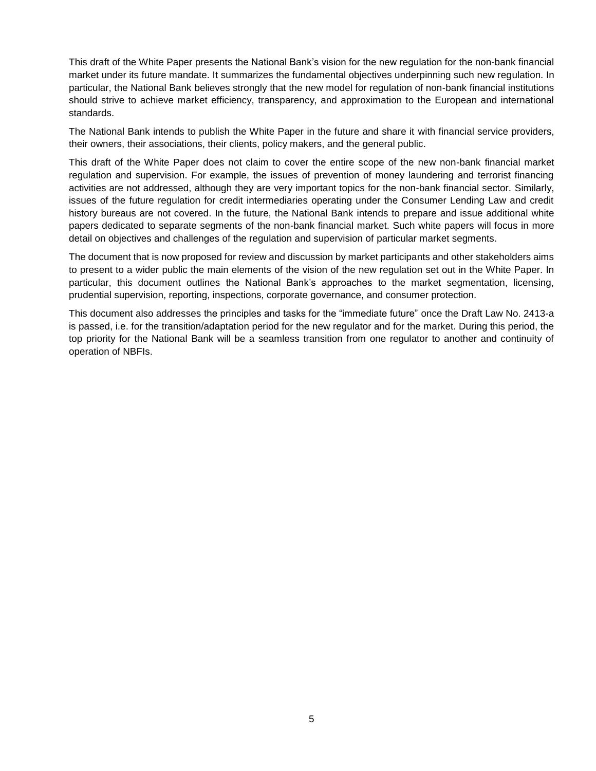This draft of the White Paper presents the National Bank's vision for the new regulation for the non-bank financial market under its future mandate. It summarizes the fundamental objectives underpinning such new regulation. In particular, the National Bank believes strongly that the new model for regulation of non-bank financial institutions should strive to achieve market efficiency, transparency, and approximation to the European and international standards.

The National Bank intends to publish the White Paper in the future and share it with financial service providers, their owners, their associations, their clients, policy makers, and the general public.

This draft of the White Paper does not claim to cover the entire scope of the new non-bank financial market regulation and supervision. For example, the issues of prevention of money laundering and terrorist financing activities are not addressed, although they are very important topics for the non-bank financial sector. Similarly, issues of the future regulation for credit intermediaries operating under the Consumer Lending Law and credit history bureaus are not covered. In the future, the National Bank intends to prepare and issue additional white papers dedicated to separate segments of the non-bank financial market. Such white papers will focus in more detail on objectives and challenges of the regulation and supervision of particular market segments.

The document that is now proposed for review and discussion by market participants and other stakeholders aims to present to a wider public the main elements of the vision of the new regulation set out in the White Paper. In particular, this document outlines the National Bank's approaches to the market segmentation, licensing, prudential supervision, reporting, inspections, corporate governance, and consumer protection.

This document also addresses the principles and tasks for the "immediate future" once the Draft Law No. 2413-a is passed, i.e. for the transition/adaptation period for the new regulator and for the market. During this period, the top priority for the National Bank will be a seamless transition from one regulator to another and continuity of operation of NBFIs.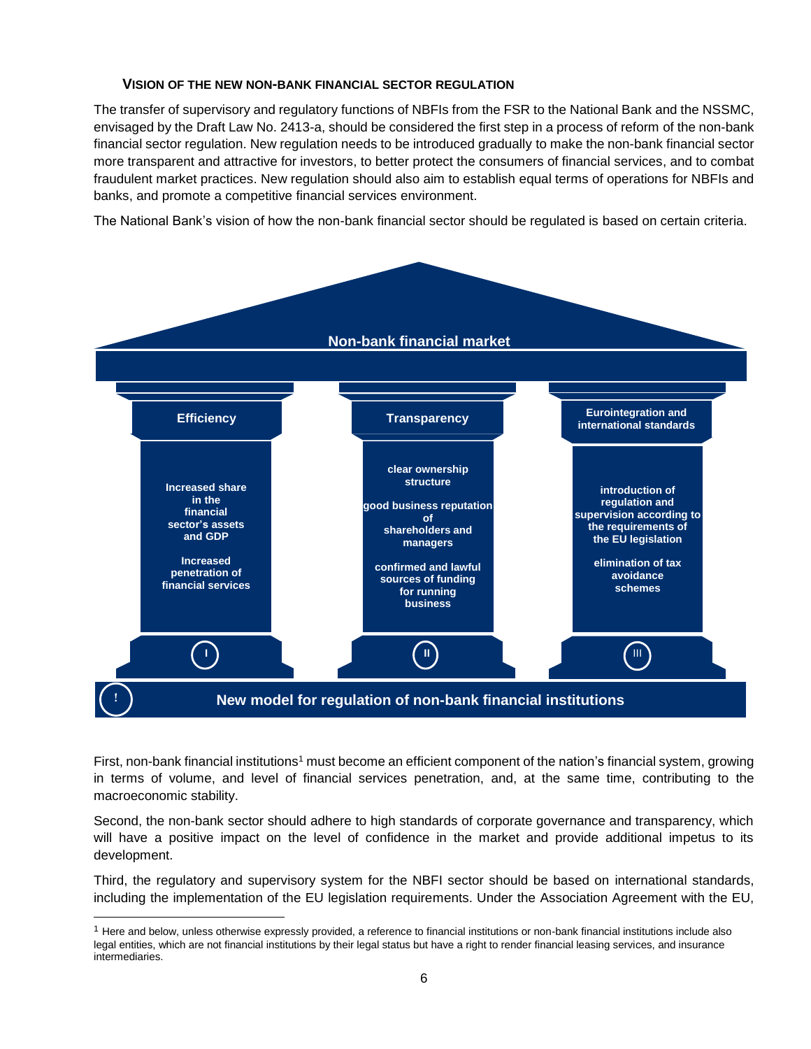### VISION OF THE NEW NON-BANK FINANCIAL SECTOR REGULATION

The transfer of supervisory and regulatory functions of NBFIs from the FSR to the National Bank and the NSSMC, envisaged by the Draft Law No. 2413-a, should be considered the first step in a process of reform of the non-bank financial sector regulation. New regulation needs to be introduced gradually to make the non-bank financial sector more transparent and attractive for investors, to better protect the consumers of financial services, and to combat fraudulent market practices. New regulation should also aim to establish equal terms of operations for NBFIs and banks, and promote a competitive financial services environment.

The National Bank's vision of how the non-bank financial sector should be regulated is based on certain criteria.

**Non-bank financial market**

| I. Efficiency | II. Transparency | III. Eurointegration and international standards |
|---|---|---|
| Increased share in the financial sector's assets and GDP<br><br>Increased penetration of financial services | clear ownership structure<br><br>good business reputation of shareholders and managers<br><br>confirmed and lawful sources of funding for running business | introduction of regulation and supervision according to the requirements of the EU legislation<br><br>elimination of tax avoidance schemes |

**! New model for regulation of non-bank financial institutions**

First, non-bank financial institutions[1] must become an efficient component of the nation's financial system, growing in terms of volume, and level of financial services penetration, and, at the same time, contributing to the macroeconomic stability.

Second, the non-bank sector should adhere to high standards of corporate governance and transparency, which will have a positive impact on the level of confidence in the market and provide additional impetus to its development.

Third, the regulatory and supervisory system for the NBFI sector should be based on international standards, including the implementation of the EU legislation requirements. Under the Association Agreement with the EU,

---

[1] Here and below, unless otherwise expressly provided, a reference to financial institutions or non-bank financial institutions include also legal entities, which are not financial institutions by their legal status but have a right to render financial leasing services, and insurance intermediaries.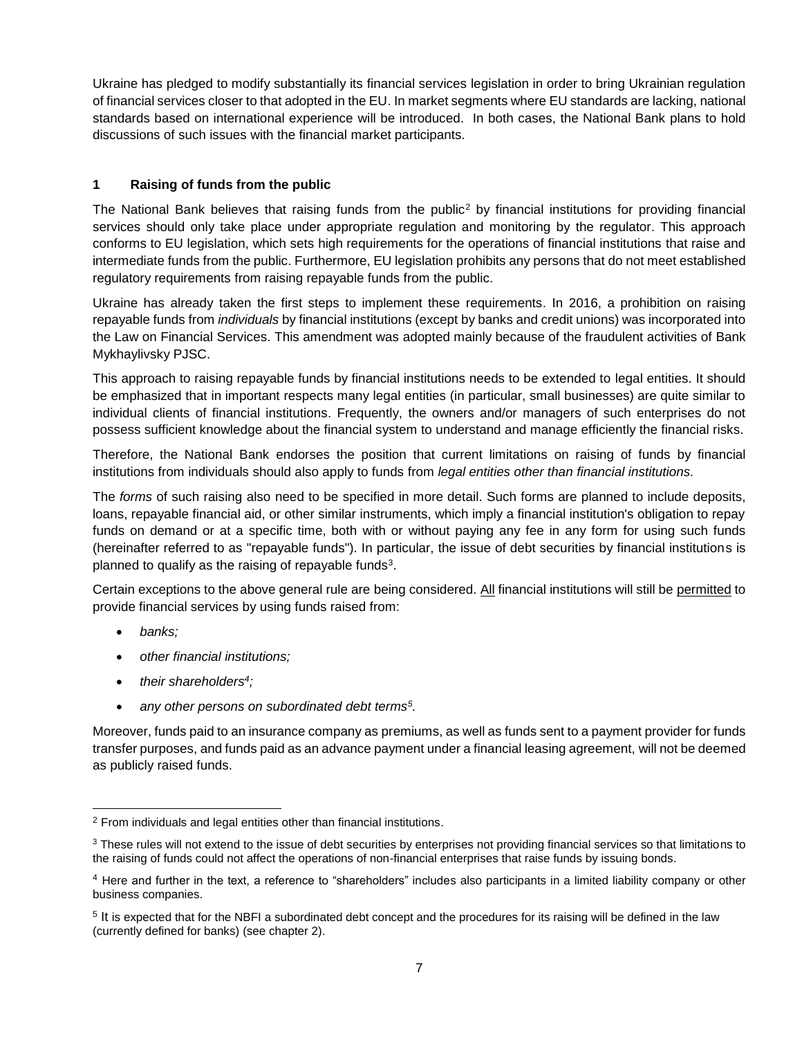Ukraine has pledged to modify substantially its financial services legislation in order to bring Ukrainian regulation of financial services closer to that adopted in the EU. In market segments where EU standards are lacking, national standards based on international experience will be introduced. In both cases, the National Bank plans to hold discussions of such issues with the financial market participants.

## 1 Raising of funds from the public

The National Bank believes that raising funds from the public[2] by financial institutions for providing financial services should only take place under appropriate regulation and monitoring by the regulator. This approach conforms to EU legislation, which sets high requirements for the operations of financial institutions that raise and intermediate funds from the public. Furthermore, EU legislation prohibits any persons that do not meet established regulatory requirements from raising repayable funds from the public.

Ukraine has already taken the first steps to implement these requirements. In 2016, a prohibition on raising repayable funds from *individuals* by financial institutions (except by banks and credit unions) was incorporated into the Law on Financial Services. This amendment was adopted mainly because of the fraudulent activities of Bank Mykhaylivsky PJSC.

This approach to raising repayable funds by financial institutions needs to be extended to legal entities. It should be emphasized that in important respects many legal entities (in particular, small businesses) are quite similar to individual clients of financial institutions. Frequently, the owners and/or managers of such enterprises do not possess sufficient knowledge about the financial system to understand and manage efficiently the financial risks.

Therefore, the National Bank endorses the position that current limitations on raising of funds by financial institutions from individuals should also apply to funds from *legal entities other than financial institutions.*

The *forms* of such raising also need to be specified in more detail. Such forms are planned to include deposits, loans, repayable financial aid, or other similar instruments, which imply a financial institution's obligation to repay funds on demand or at a specific time, both with or without paying any fee in any form for using such funds (hereinafter referred to as "repayable funds"). In particular, the issue of debt securities by financial institutions is planned to qualify as the raising of repayable funds[3].

Certain exceptions to the above general rule are being considered. All financial institutions will still be permitted to provide financial services by using funds raised from:

- *banks;*
- *other financial institutions;*
- *their shareholders[4];*
- *any other persons on subordinated debt terms[5].*

Moreover, funds paid to an insurance company as premiums, as well as funds sent to a payment provider for funds transfer purposes, and funds paid as an advance payment under a financial leasing agreement, will not be deemed as publicly raised funds.

---

[2] From individuals and legal entities other than financial institutions.

[3] These rules will not extend to the issue of debt securities by enterprises not providing financial services so that limitations to the raising of funds could not affect the operations of non-financial enterprises that raise funds by issuing bonds.

[4] Here and further in the text, a reference to "shareholders" includes also participants in a limited liability company or other business companies.

[5] It is expected that for the NBFI a subordinated debt concept and the procedures for its raising will be defined in the law (currently defined for banks) (see chapter 2).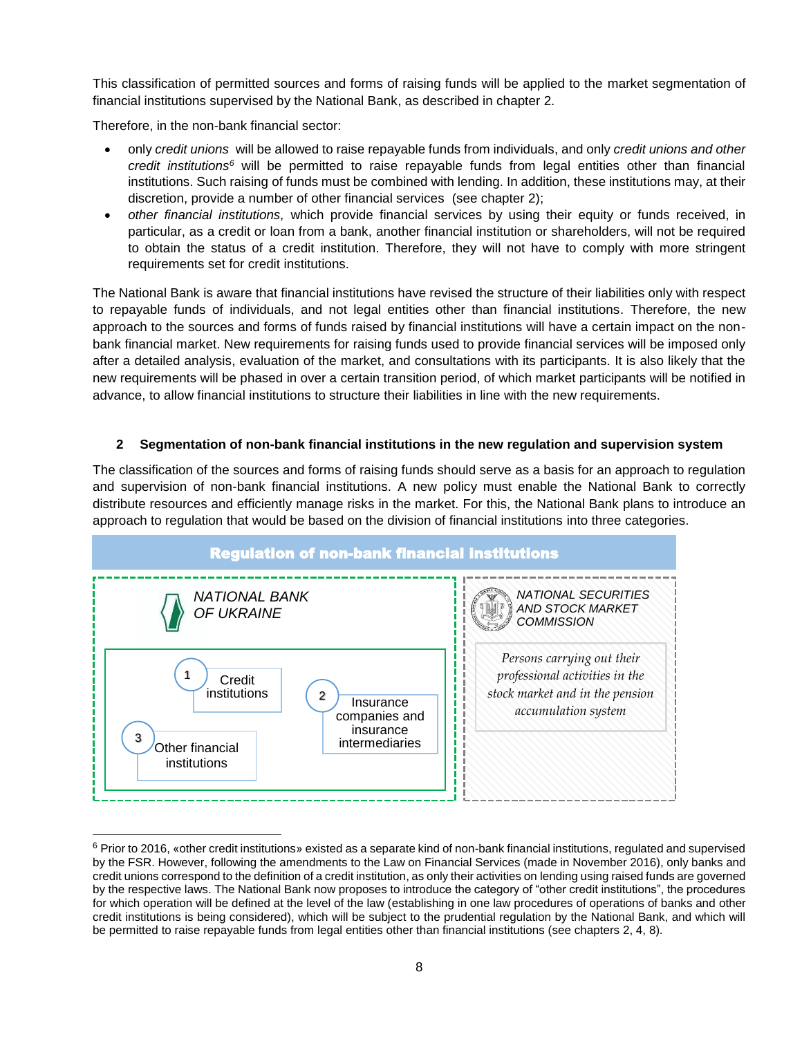This classification of permitted sources and forms of raising funds will be applied to the market segmentation of financial institutions supervised by the National Bank, as described in chapter 2.

Therefore, in the non-bank financial sector:

- only *credit unions* will be allowed to raise repayable funds from individuals, and only *credit unions and other credit institutions*[6] will be permitted to raise repayable funds from legal entities other than financial institutions. Such raising of funds must be combined with lending. In addition, these institutions may, at their discretion, provide a number of other financial services (see chapter 2);
- *other financial institutions,* which provide financial services by using their equity or funds received, in particular, as a credit or loan from a bank, another financial institution or shareholders, will not be required to obtain the status of a credit institution. Therefore, they will not have to comply with more stringent requirements set for credit institutions.

The National Bank is aware that financial institutions have revised the structure of their liabilities only with respect to repayable funds of individuals, and not legal entities other than financial institutions. Therefore, the new approach to the sources and forms of funds raised by financial institutions will have a certain impact on the non-bank financial market. New requirements for raising funds used to provide financial services will be imposed only after a detailed analysis, evaluation of the market, and consultations with its participants. It is also likely that the new requirements will be phased in over a certain transition period, of which market participants will be notified in advance, to allow financial institutions to structure their liabilities in line with the new requirements.

## 2 Segmentation of non-bank financial institutions in the new regulation and supervision system

The classification of the sources and forms of raising funds should serve as a basis for an approach to regulation and supervision of non-bank financial institutions. A new policy must enable the National Bank to correctly distribute resources and efficiently manage risks in the market. For this, the National Bank plans to introduce an approach to regulation that would be based on the division of financial institutions into three categories.

**Regulation of non-bank financial institutions**

| NATIONAL BANK OF UKRAINE | NATIONAL SECURITIES AND STOCK MARKET COMMISSION |
|---|---|
| 1 Credit institutions<br>2 Insurance companies and insurance intermediaries<br>3 Other financial institutions | *Persons carrying out their professional activities in the stock market and in the pension accumulation system* |

[6] Prior to 2016, «other credit institutions» existed as a separate kind of non-bank financial institutions, regulated and supervised by the FSR. However, following the amendments to the Law on Financial Services (made in November 2016), only banks and credit unions correspond to the definition of a credit institution, as only their activities on lending using raised funds are governed by the respective laws. The National Bank now proposes to introduce the category of "other credit institutions", the procedures for which operation will be defined at the level of the law (establishing in one law procedures of operations of banks and other credit institutions is being considered), which will be subject to the prudential regulation by the National Bank, and which will be permitted to raise repayable funds from legal entities other than financial institutions (see chapters 2, 4, 8).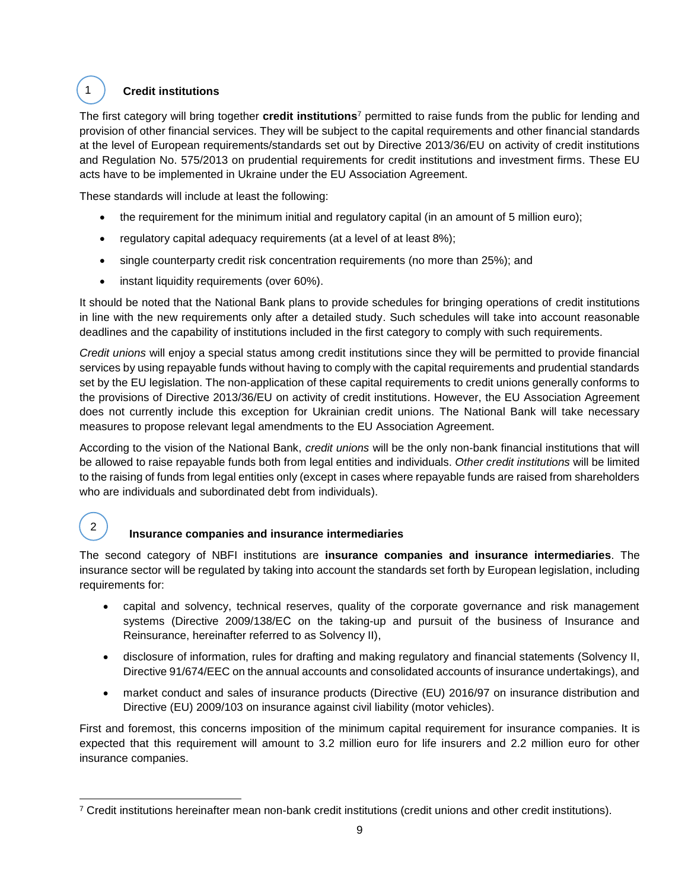## 1 Credit institutions

The first category will bring together **credit institutions**[7] permitted to raise funds from the public for lending and provision of other financial services. They will be subject to the capital requirements and other financial standards at the level of European requirements/standards set out by Directive 2013/36/EU on activity of credit institutions and Regulation No. 575/2013 on prudential requirements for credit institutions and investment firms. These EU acts have to be implemented in Ukraine under the EU Association Agreement.

These standards will include at least the following:

- the requirement for the minimum initial and regulatory capital (in an amount of 5 million euro);
- regulatory capital adequacy requirements (at a level of at least 8%);
- single counterparty credit risk concentration requirements (no more than 25%); and
- instant liquidity requirements (over 60%).

It should be noted that the National Bank plans to provide schedules for bringing operations of credit institutions in line with the new requirements only after a detailed study. Such schedules will take into account reasonable deadlines and the capability of institutions included in the first category to comply with such requirements.

*Credit unions* will enjoy a special status among credit institutions since they will be permitted to provide financial services by using repayable funds without having to comply with the capital requirements and prudential standards set by the EU legislation. The non-application of these capital requirements to credit unions generally conforms to the provisions of Directive 2013/36/EU on activity of credit institutions. However, the EU Association Agreement does not currently include this exception for Ukrainian credit unions. The National Bank will take necessary measures to propose relevant legal amendments to the EU Association Agreement.

According to the vision of the National Bank, *credit unions* will be the only non-bank financial institutions that will be allowed to raise repayable funds both from legal entities and individuals. *Other credit institutions* will be limited to the raising of funds from legal entities only (except in cases where repayable funds are raised from shareholders who are individuals and subordinated debt from individuals).

## 2 Insurance companies and insurance intermediaries

The second category of NBFI institutions are **insurance companies and insurance intermediaries**. The insurance sector will be regulated by taking into account the standards set forth by European legislation, including requirements for:

- capital and solvency, technical reserves, quality of the corporate governance and risk management systems (Directive 2009/138/EC on the taking-up and pursuit of the business of Insurance and Reinsurance, hereinafter referred to as Solvency II),
- disclosure of information, rules for drafting and making regulatory and financial statements (Solvency II, Directive 91/674/EEC on the annual accounts and consolidated accounts of insurance undertakings), and
- market conduct and sales of insurance products (Directive (EU) 2016/97 on insurance distribution and Directive (EU) 2009/103 on insurance against civil liability (motor vehicles).

First and foremost, this concerns imposition of the minimum capital requirement for insurance companies. It is expected that this requirement will amount to 3.2 million euro for life insurers and 2.2 million euro for other insurance companies.

---

[7] Credit institutions hereinafter mean non-bank credit institutions (credit unions and other credit institutions).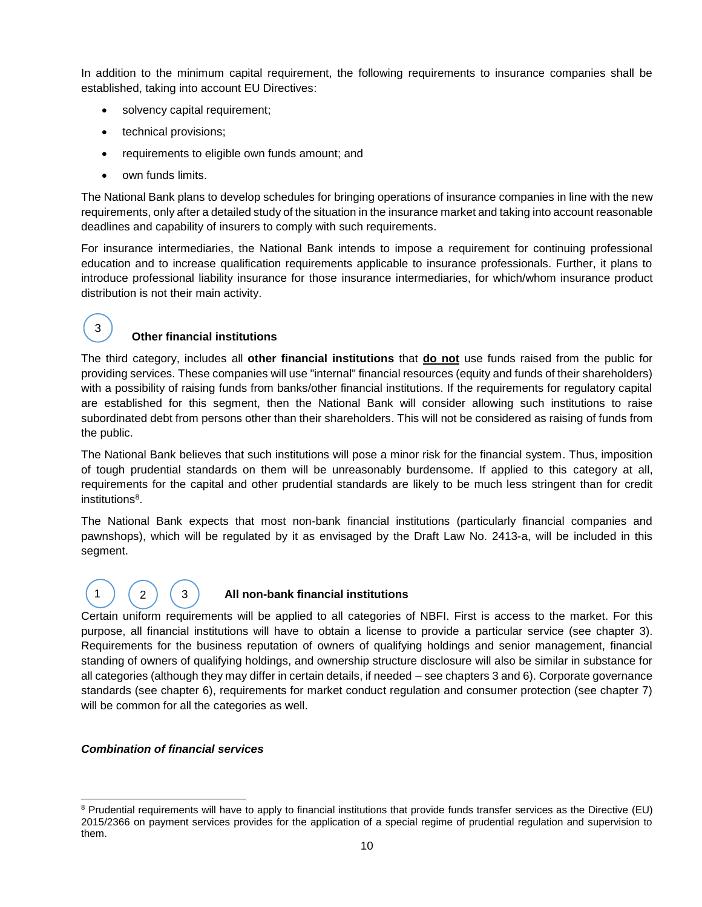In addition to the minimum capital requirement, the following requirements to insurance companies shall be established, taking into account EU Directives:

- solvency capital requirement;
- technical provisions;
- requirements to eligible own funds amount; and
- own funds limits.

The National Bank plans to develop schedules for bringing operations of insurance companies in line with the new requirements, only after a detailed study of the situation in the insurance market and taking into account reasonable deadlines and capability of insurers to comply with such requirements.

For insurance intermediaries, the National Bank intends to impose a requirement for continuing professional education and to increase qualification requirements applicable to insurance professionals. Further, it plans to introduce professional liability insurance for those insurance intermediaries, for which/whom insurance product distribution is not their main activity.

### (3) Other financial institutions

The third category, includes all **other financial institutions** that **do not** use funds raised from the public for providing services. These companies will use "internal" financial resources (equity and funds of their shareholders) with a possibility of raising funds from banks/other financial institutions. If the requirements for regulatory capital are established for this segment, then the National Bank will consider allowing such institutions to raise subordinated debt from persons other than their shareholders. This will not be considered as raising of funds from the public.

The National Bank believes that such institutions will pose a minor risk for the financial system. Thus, imposition of tough prudential standards on them will be unreasonably burdensome. If applied to this category at all, requirements for the capital and other prudential standards are likely to be much less stringent than for credit institutions[8].

The National Bank expects that most non-bank financial institutions (particularly financial companies and pawnshops), which will be regulated by it as envisaged by the Draft Law No. 2413-a, will be included in this segment.

### (1) (2) (3) All non-bank financial institutions

Certain uniform requirements will be applied to all categories of NBFI. First is access to the market. For this purpose, all financial institutions will have to obtain a license to provide a particular service (see chapter 3). Requirements for the business reputation of owners of qualifying holdings and senior management, financial standing of owners of qualifying holdings, and ownership structure disclosure will also be similar in substance for all categories (although they may differ in certain details, if needed – see chapters 3 and 6). Corporate governance standards (see chapter 6), requirements for market conduct regulation and consumer protection (see chapter 7) will be common for all the categories as well.

***Combination of financial services***

[8] Prudential requirements will have to apply to financial institutions that provide funds transfer services as the Directive (EU) 2015/2366 on payment services provides for the application of a special regime of prudential regulation and supervision to them.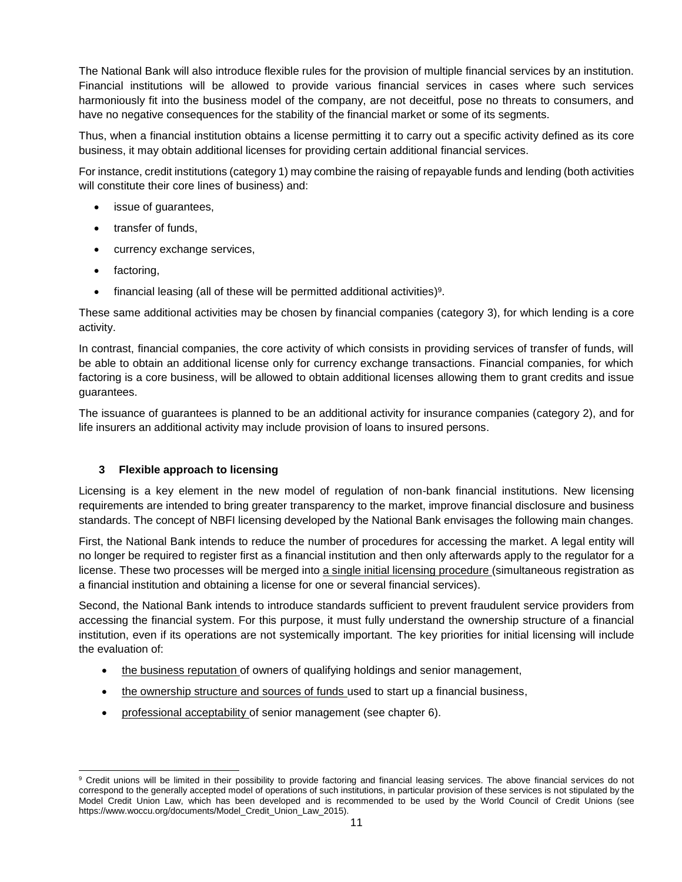The National Bank will also introduce flexible rules for the provision of multiple financial services by an institution. Financial institutions will be allowed to provide various financial services in cases where such services harmoniously fit into the business model of the company, are not deceitful, pose no threats to consumers, and have no negative consequences for the stability of the financial market or some of its segments.

Thus, when a financial institution obtains a license permitting it to carry out a specific activity defined as its core business, it may obtain additional licenses for providing certain additional financial services.

For instance, credit institutions (category 1) may combine the raising of repayable funds and lending (both activities will constitute their core lines of business) and:

- issue of guarantees,
- transfer of funds,
- currency exchange services,
- factoring,
- financial leasing (all of these will be permitted additional activities)[9].

These same additional activities may be chosen by financial companies (category 3), for which lending is a core activity.

In contrast, financial companies, the core activity of which consists in providing services of transfer of funds, will be able to obtain an additional license only for currency exchange transactions. Financial companies, for which factoring is a core business, will be allowed to obtain additional licenses allowing them to grant credits and issue guarantees.

The issuance of guarantees is planned to be an additional activity for insurance companies (category 2), and for life insurers an additional activity may include provision of loans to insured persons.

## 3 Flexible approach to licensing

Licensing is a key element in the new model of regulation of non-bank financial institutions. New licensing requirements are intended to bring greater transparency to the market, improve financial disclosure and business standards. The concept of NBFI licensing developed by the National Bank envisages the following main changes.

First, the National Bank intends to reduce the number of procedures for accessing the market. A legal entity will no longer be required to register first as a financial institution and then only afterwards apply to the regulator for a license. These two processes will be merged into a single initial licensing procedure (simultaneous registration as a financial institution and obtaining a license for one or several financial services).

Second, the National Bank intends to introduce standards sufficient to prevent fraudulent service providers from accessing the financial system. For this purpose, it must fully understand the ownership structure of a financial institution, even if its operations are not systemically important. The key priorities for initial licensing will include the evaluation of:

- the business reputation of owners of qualifying holdings and senior management,
- the ownership structure and sources of funds used to start up a financial business,
- professional acceptability of senior management (see chapter 6).

---

[9] Credit unions will be limited in their possibility to provide factoring and financial leasing services. The above financial services do not correspond to the generally accepted model of operations of such institutions, in particular provision of these services is not stipulated by the Model Credit Union Law, which has been developed and is recommended to be used by the World Council of Credit Unions (see https://www.woccu.org/documents/Model_Credit_Union_Law_2015).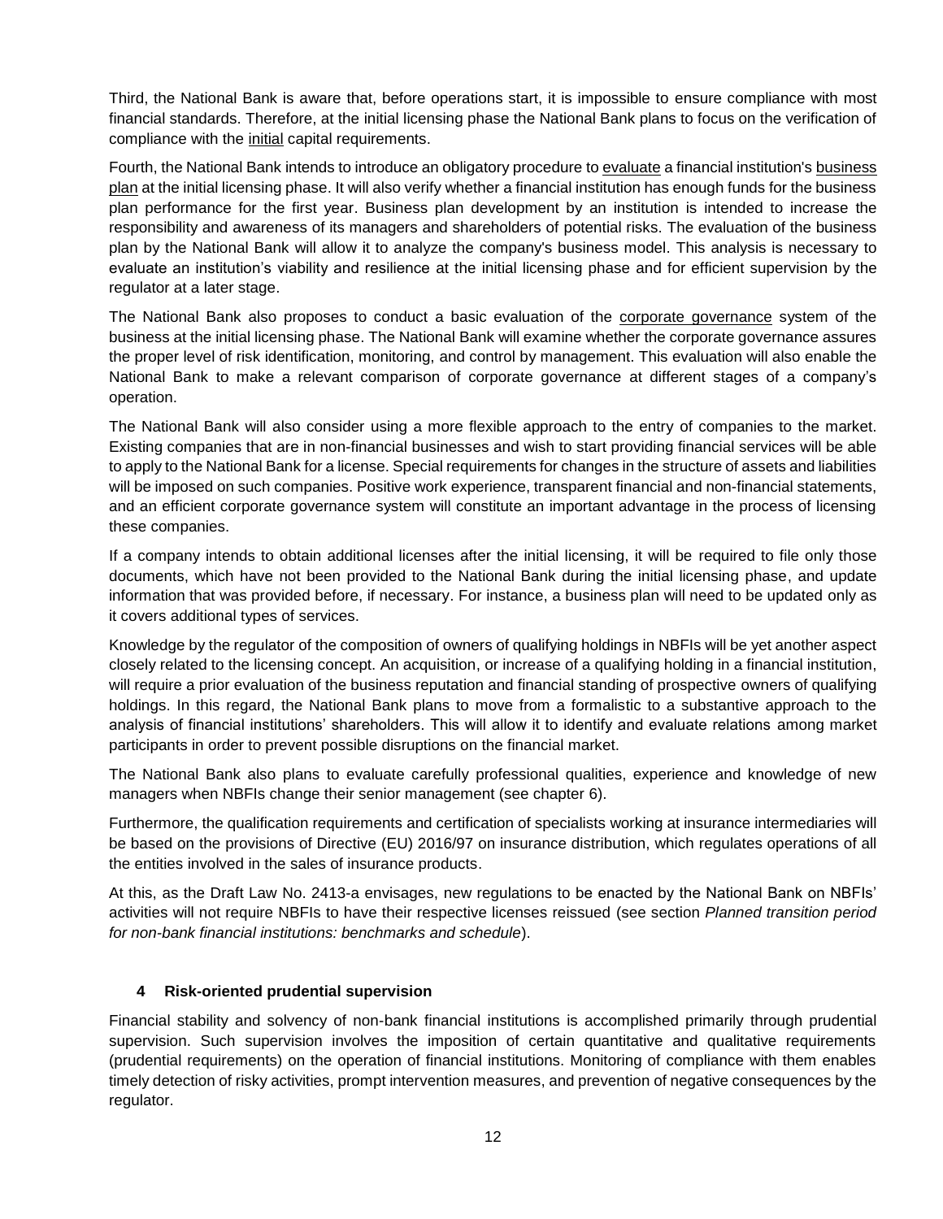Third, the National Bank is aware that, before operations start, it is impossible to ensure compliance with most financial standards. Therefore, at the initial licensing phase the National Bank plans to focus on the verification of compliance with the initial capital requirements.

Fourth, the National Bank intends to introduce an obligatory procedure to evaluate a financial institution's business plan at the initial licensing phase. It will also verify whether a financial institution has enough funds for the business plan performance for the first year. Business plan development by an institution is intended to increase the responsibility and awareness of its managers and shareholders of potential risks. The evaluation of the business plan by the National Bank will allow it to analyze the company's business model. This analysis is necessary to evaluate an institution's viability and resilience at the initial licensing phase and for efficient supervision by the regulator at a later stage.

The National Bank also proposes to conduct a basic evaluation of the corporate governance system of the business at the initial licensing phase. The National Bank will examine whether the corporate governance assures the proper level of risk identification, monitoring, and control by management. This evaluation will also enable the National Bank to make a relevant comparison of corporate governance at different stages of a company's operation.

The National Bank will also consider using a more flexible approach to the entry of companies to the market. Existing companies that are in non-financial businesses and wish to start providing financial services will be able to apply to the National Bank for a license. Special requirements for changes in the structure of assets and liabilities will be imposed on such companies. Positive work experience, transparent financial and non-financial statements, and an efficient corporate governance system will constitute an important advantage in the process of licensing these companies.

If a company intends to obtain additional licenses after the initial licensing, it will be required to file only those documents, which have not been provided to the National Bank during the initial licensing phase, and update information that was provided before, if necessary. For instance, a business plan will need to be updated only as it covers additional types of services.

Knowledge by the regulator of the composition of owners of qualifying holdings in NBFIs will be yet another aspect closely related to the licensing concept. An acquisition, or increase of a qualifying holding in a financial institution, will require a prior evaluation of the business reputation and financial standing of prospective owners of qualifying holdings. In this regard, the National Bank plans to move from a formalistic to a substantive approach to the analysis of financial institutions' shareholders. This will allow it to identify and evaluate relations among market participants in order to prevent possible disruptions on the financial market.

The National Bank also plans to evaluate carefully professional qualities, experience and knowledge of new managers when NBFIs change their senior management (see chapter 6).

Furthermore, the qualification requirements and certification of specialists working at insurance intermediaries will be based on the provisions of Directive (EU) 2016/97 on insurance distribution, which regulates operations of all the entities involved in the sales of insurance products.

At this, as the Draft Law No. 2413-a envisages, new regulations to be enacted by the National Bank on NBFIs' activities will not require NBFIs to have their respective licenses reissued (see section *Planned transition period for non-bank financial institutions: benchmarks and schedule*).

## 4 Risk-oriented prudential supervision

Financial stability and solvency of non-bank financial institutions is accomplished primarily through prudential supervision. Such supervision involves the imposition of certain quantitative and qualitative requirements (prudential requirements) on the operation of financial institutions. Monitoring of compliance with them enables timely detection of risky activities, prompt intervention measures, and prevention of negative consequences by the regulator.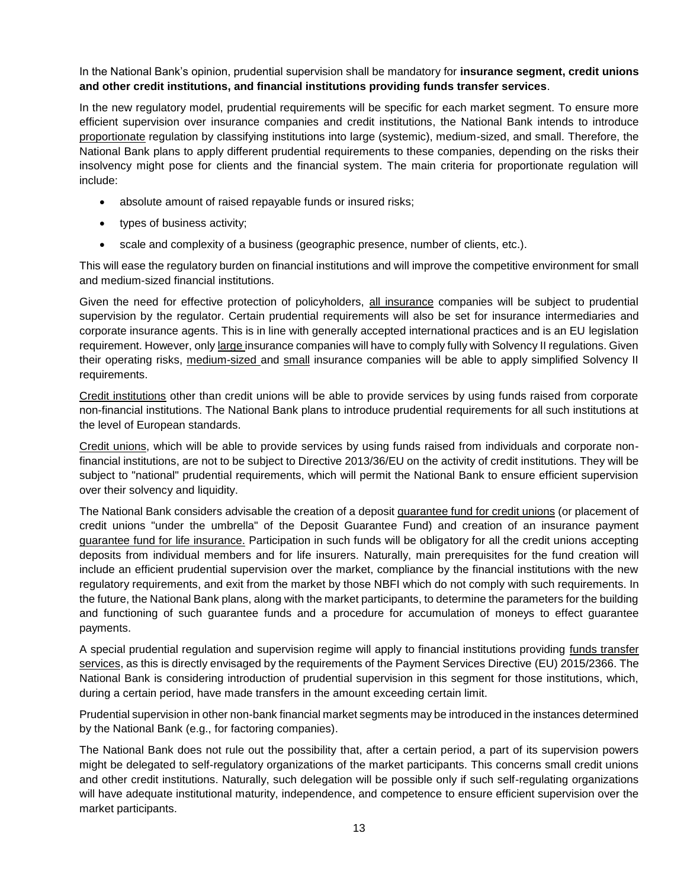In the National Bank's opinion, prudential supervision shall be mandatory for **insurance segment, credit unions and other credit institutions, and financial institutions providing funds transfer services**.

In the new regulatory model, prudential requirements will be specific for each market segment. To ensure more efficient supervision over insurance companies and credit institutions, the National Bank intends to introduce proportionate regulation by classifying institutions into large (systemic), medium-sized, and small. Therefore, the National Bank plans to apply different prudential requirements to these companies, depending on the risks their insolvency might pose for clients and the financial system. The main criteria for proportionate regulation will include:

- absolute amount of raised repayable funds or insured risks;
- types of business activity;
- scale and complexity of a business (geographic presence, number of clients, etc.).

This will ease the regulatory burden on financial institutions and will improve the competitive environment for small and medium-sized financial institutions.

Given the need for effective protection of policyholders, all insurance companies will be subject to prudential supervision by the regulator. Certain prudential requirements will also be set for insurance intermediaries and corporate insurance agents. This is in line with generally accepted international practices and is an EU legislation requirement. However, only large insurance companies will have to comply fully with Solvency II regulations. Given their operating risks, medium-sized and small insurance companies will be able to apply simplified Solvency II requirements.

Credit institutions other than credit unions will be able to provide services by using funds raised from corporate non-financial institutions. The National Bank plans to introduce prudential requirements for all such institutions at the level of European standards.

Credit unions, which will be able to provide services by using funds raised from individuals and corporate non-financial institutions, are not to be subject to Directive 2013/36/EU on the activity of credit institutions. They will be subject to "national" prudential requirements, which will permit the National Bank to ensure efficient supervision over their solvency and liquidity.

The National Bank considers advisable the creation of a deposit guarantee fund for credit unions (or placement of credit unions "under the umbrella" of the Deposit Guarantee Fund) and creation of an insurance payment guarantee fund for life insurance. Participation in such funds will be obligatory for all the credit unions accepting deposits from individual members and for life insurers. Naturally, main prerequisites for the fund creation will include an efficient prudential supervision over the market, compliance by the financial institutions with the new regulatory requirements, and exit from the market by those NBFI which do not comply with such requirements. In the future, the National Bank plans, along with the market participants, to determine the parameters for the building and functioning of such guarantee funds and a procedure for accumulation of moneys to effect guarantee payments.

A special prudential regulation and supervision regime will apply to financial institutions providing funds transfer services, as this is directly envisaged by the requirements of the Payment Services Directive (EU) 2015/2366. The National Bank is considering introduction of prudential supervision in this segment for those institutions, which, during a certain period, have made transfers in the amount exceeding certain limit.

Prudential supervision in other non-bank financial market segments may be introduced in the instances determined by the National Bank (e.g., for factoring companies).

The National Bank does not rule out the possibility that, after a certain period, a part of its supervision powers might be delegated to self-regulatory organizations of the market participants. This concerns small credit unions and other credit institutions. Naturally, such delegation will be possible only if such self-regulating organizations will have adequate institutional maturity, independence, and competence to ensure efficient supervision over the market participants.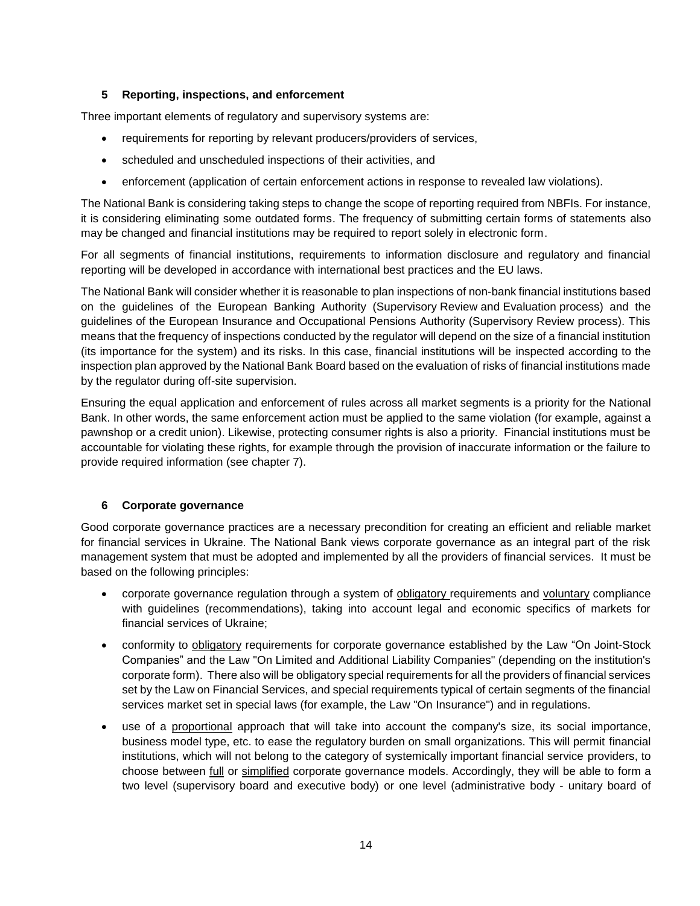## 5 Reporting, inspections, and enforcement

Three important elements of regulatory and supervisory systems are:

- requirements for reporting by relevant producers/providers of services,
- scheduled and unscheduled inspections of their activities, and
- enforcement (application of certain enforcement actions in response to revealed law violations).

The National Bank is considering taking steps to change the scope of reporting required from NBFIs. For instance, it is considering eliminating some outdated forms. The frequency of submitting certain forms of statements also may be changed and financial institutions may be required to report solely in electronic form.

For all segments of financial institutions, requirements to information disclosure and regulatory and financial reporting will be developed in accordance with international best practices and the EU laws.

The National Bank will consider whether it is reasonable to plan inspections of non-bank financial institutions based on the guidelines of the European Banking Authority (Supervisory Review and Evaluation process) and the guidelines of the European Insurance and Occupational Pensions Authority (Supervisory Review process). This means that the frequency of inspections conducted by the regulator will depend on the size of a financial institution (its importance for the system) and its risks. In this case, financial institutions will be inspected according to the inspection plan approved by the National Bank Board based on the evaluation of risks of financial institutions made by the regulator during off-site supervision.

Ensuring the equal application and enforcement of rules across all market segments is a priority for the National Bank. In other words, the same enforcement action must be applied to the same violation (for example, against a pawnshop or a credit union). Likewise, protecting consumer rights is also a priority. Financial institutions must be accountable for violating these rights, for example through the provision of inaccurate information or the failure to provide required information (see chapter 7).

## 6 Corporate governance

Good corporate governance practices are a necessary precondition for creating an efficient and reliable market for financial services in Ukraine. The National Bank views corporate governance as an integral part of the risk management system that must be adopted and implemented by all the providers of financial services. It must be based on the following principles:

- corporate governance regulation through a system of <u>obligatory</u> requirements and <u>voluntary</u> compliance with guidelines (recommendations), taking into account legal and economic specifics of markets for financial services of Ukraine;
- conformity to <u>obligatory</u> requirements for corporate governance established by the Law "On Joint-Stock Companies" and the Law "On Limited and Additional Liability Companies" (depending on the institution's corporate form). There also will be obligatory special requirements for all the providers of financial services set by the Law on Financial Services, and special requirements typical of certain segments of the financial services market set in special laws (for example, the Law "On Insurance") and in regulations.
- use of a <u>proportional</u> approach that will take into account the company's size, its social importance, business model type, etc. to ease the regulatory burden on small organizations. This will permit financial institutions, which will not belong to the category of systemically important financial service providers, to choose between <u>full</u> or <u>simplified</u> corporate governance models. Accordingly, they will be able to form a two level (supervisory board and executive body) or one level (administrative body - unitary board of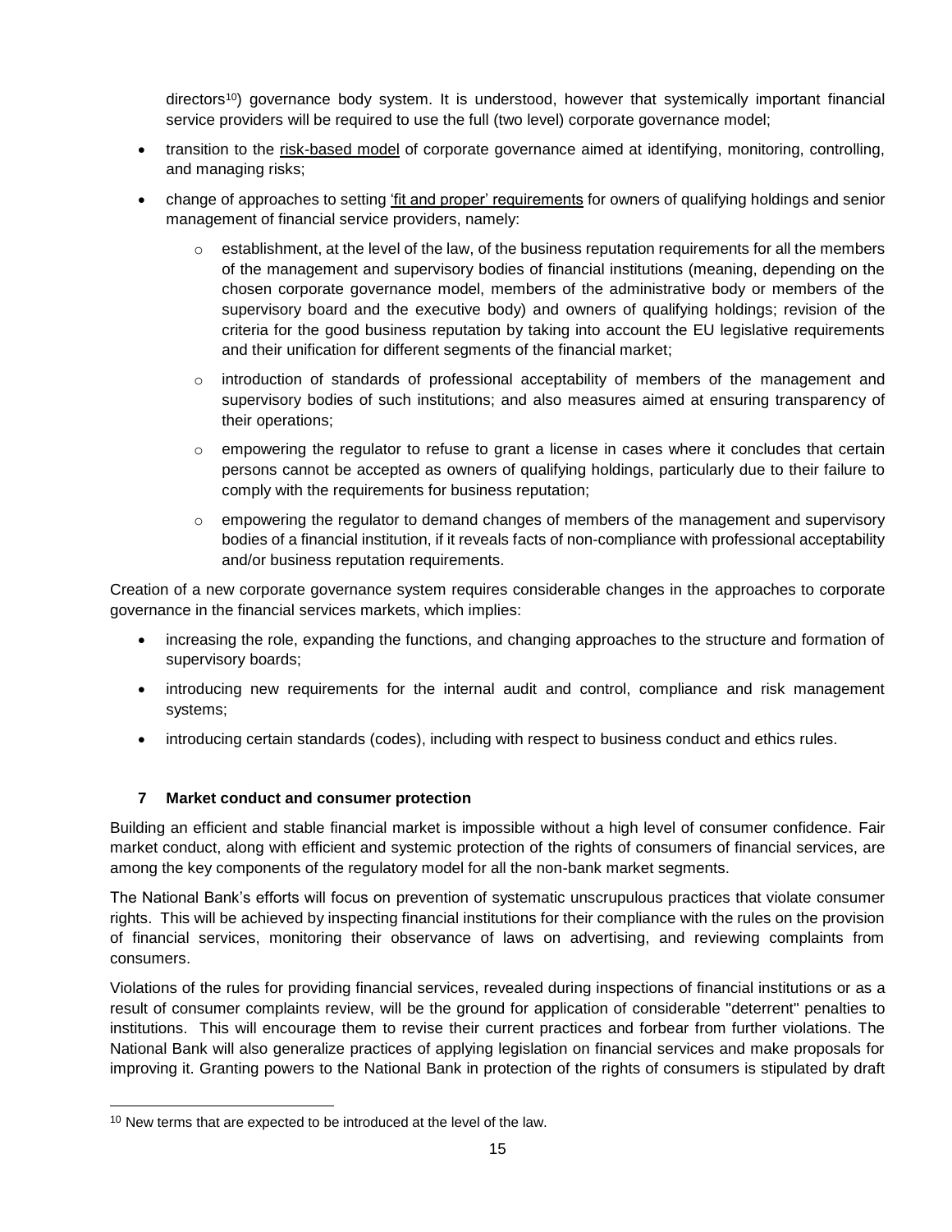directors[10]) governance body system. It is understood, however that systemically important financial service providers will be required to use the full (two level) corporate governance model;

- transition to the risk-based model of corporate governance aimed at identifying, monitoring, controlling, and managing risks;
- change of approaches to setting 'fit and proper' requirements for owners of qualifying holdings and senior management of financial service providers, namely:
  - establishment, at the level of the law, of the business reputation requirements for all the members of the management and supervisory bodies of financial institutions (meaning, depending on the chosen corporate governance model, members of the administrative body or members of the supervisory board and the executive body) and owners of qualifying holdings; revision of the criteria for the good business reputation by taking into account the EU legislative requirements and their unification for different segments of the financial market;
  - introduction of standards of professional acceptability of members of the management and supervisory bodies of such institutions; and also measures aimed at ensuring transparency of their operations;
  - empowering the regulator to refuse to grant a license in cases where it concludes that certain persons cannot be accepted as owners of qualifying holdings, particularly due to their failure to comply with the requirements for business reputation;
  - empowering the regulator to demand changes of members of the management and supervisory bodies of a financial institution, if it reveals facts of non-compliance with professional acceptability and/or business reputation requirements.

Creation of a new corporate governance system requires considerable changes in the approaches to corporate governance in the financial services markets, which implies:

- increasing the role, expanding the functions, and changing approaches to the structure and formation of supervisory boards;
- introducing new requirements for the internal audit and control, compliance and risk management systems;
- introducing certain standards (codes), including with respect to business conduct and ethics rules.

## 7 Market conduct and consumer protection

Building an efficient and stable financial market is impossible without a high level of consumer confidence. Fair market conduct, along with efficient and systemic protection of the rights of consumers of financial services, are among the key components of the regulatory model for all the non-bank market segments.

The National Bank's efforts will focus on prevention of systematic unscrupulous practices that violate consumer rights. This will be achieved by inspecting financial institutions for their compliance with the rules on the provision of financial services, monitoring their observance of laws on advertising, and reviewing complaints from consumers.

Violations of the rules for providing financial services, revealed during inspections of financial institutions or as a result of consumer complaints review, will be the ground for application of considerable "deterrent" penalties to institutions. This will encourage them to revise their current practices and forbear from further violations. The National Bank will also generalize practices of applying legislation on financial services and make proposals for improving it. Granting powers to the National Bank in protection of the rights of consumers is stipulated by draft

[10] New terms that are expected to be introduced at the level of the law.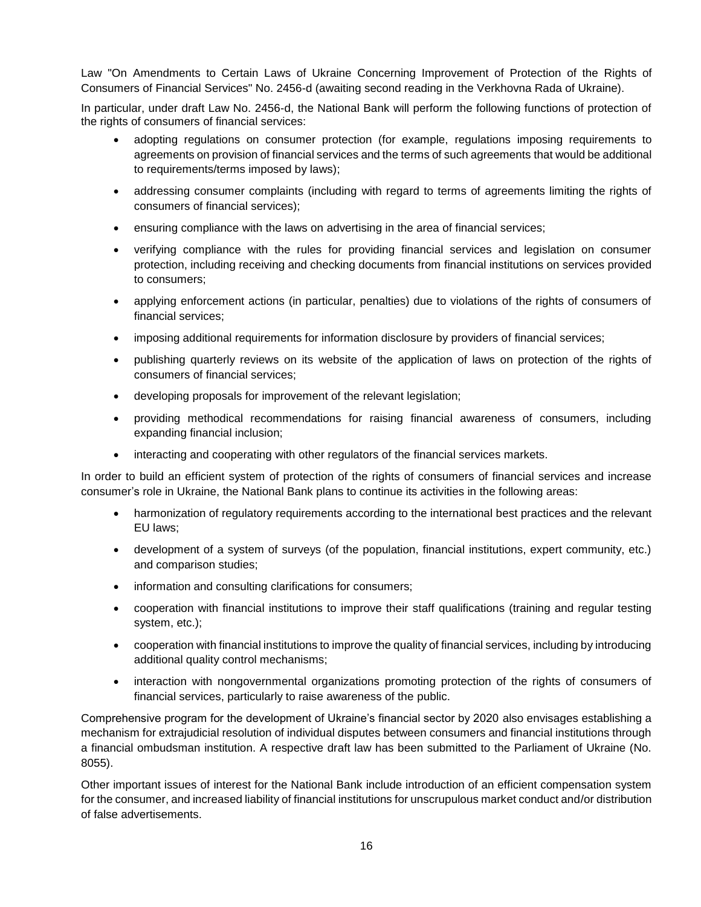Law "On Amendments to Certain Laws of Ukraine Concerning Improvement of Protection of the Rights of Consumers of Financial Services" No. 2456-d (awaiting second reading in the Verkhovna Rada of Ukraine).

In particular, under draft Law No. 2456-d, the National Bank will perform the following functions of protection of the rights of consumers of financial services:

- adopting regulations on consumer protection (for example, regulations imposing requirements to agreements on provision of financial services and the terms of such agreements that would be additional to requirements/terms imposed by laws);
- addressing consumer complaints (including with regard to terms of agreements limiting the rights of consumers of financial services);
- ensuring compliance with the laws on advertising in the area of financial services;
- verifying compliance with the rules for providing financial services and legislation on consumer protection, including receiving and checking documents from financial institutions on services provided to consumers;
- applying enforcement actions (in particular, penalties) due to violations of the rights of consumers of financial services;
- imposing additional requirements for information disclosure by providers of financial services;
- publishing quarterly reviews on its website of the application of laws on protection of the rights of consumers of financial services;
- developing proposals for improvement of the relevant legislation;
- providing methodical recommendations for raising financial awareness of consumers, including expanding financial inclusion;
- interacting and cooperating with other regulators of the financial services markets.

In order to build an efficient system of protection of the rights of consumers of financial services and increase consumer's role in Ukraine, the National Bank plans to continue its activities in the following areas:

- harmonization of regulatory requirements according to the international best practices and the relevant EU laws;
- development of a system of surveys (of the population, financial institutions, expert community, etc.) and comparison studies;
- information and consulting clarifications for consumers;
- cooperation with financial institutions to improve their staff qualifications (training and regular testing system, etc.);
- cooperation with financial institutions to improve the quality of financial services, including by introducing additional quality control mechanisms;
- interaction with nongovernmental organizations promoting protection of the rights of consumers of financial services, particularly to raise awareness of the public.

Comprehensive program for the development of Ukraine's financial sector by 2020 also envisages establishing a mechanism for extrajudicial resolution of individual disputes between consumers and financial institutions through a financial ombudsman institution. A respective draft law has been submitted to the Parliament of Ukraine (No. 8055).

Other important issues of interest for the National Bank include introduction of an efficient compensation system for the consumer, and increased liability of financial institutions for unscrupulous market conduct and/or distribution of false advertisements.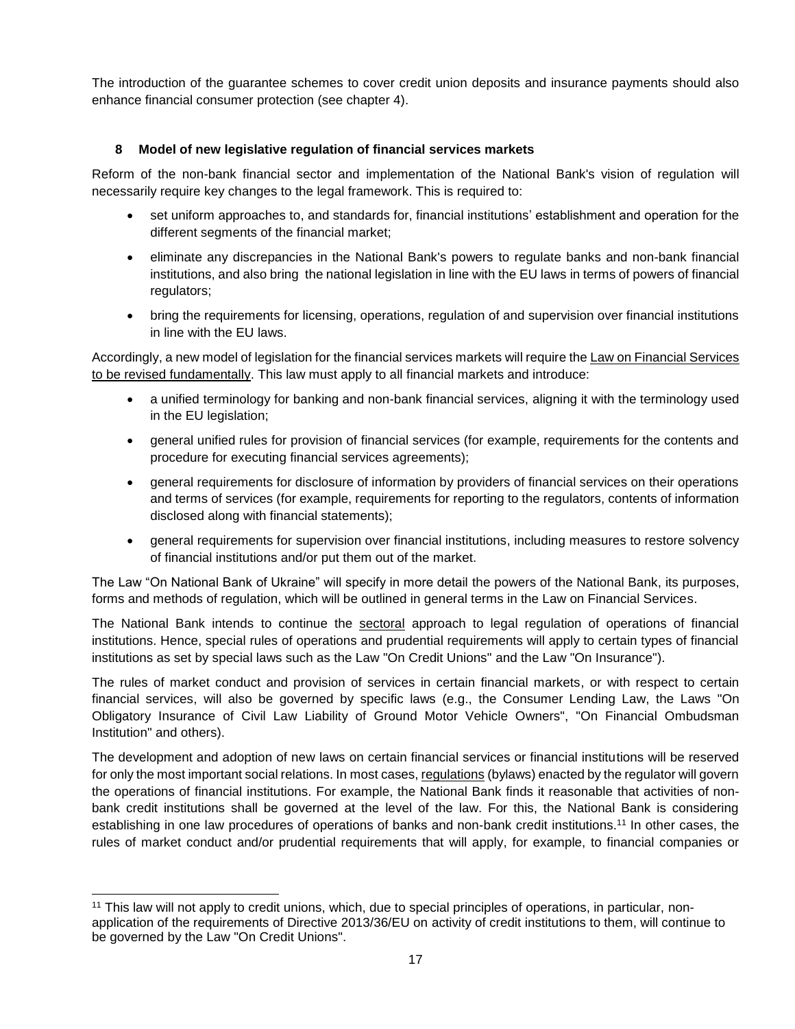The introduction of the guarantee schemes to cover credit union deposits and insurance payments should also enhance financial consumer protection (see chapter 4).

## 8 Model of new legislative regulation of financial services markets

Reform of the non-bank financial sector and implementation of the National Bank's vision of regulation will necessarily require key changes to the legal framework. This is required to:

- set uniform approaches to, and standards for, financial institutions' establishment and operation for the different segments of the financial market;
- eliminate any discrepancies in the National Bank's powers to regulate banks and non-bank financial institutions, and also bring the national legislation in line with the EU laws in terms of powers of financial regulators;
- bring the requirements for licensing, operations, regulation of and supervision over financial institutions in line with the EU laws.

Accordingly, a new model of legislation for the financial services markets will require the Law on Financial Services to be revised fundamentally. This law must apply to all financial markets and introduce:

- a unified terminology for banking and non-bank financial services, aligning it with the terminology used in the EU legislation;
- general unified rules for provision of financial services (for example, requirements for the contents and procedure for executing financial services agreements);
- general requirements for disclosure of information by providers of financial services on their operations and terms of services (for example, requirements for reporting to the regulators, contents of information disclosed along with financial statements);
- general requirements for supervision over financial institutions, including measures to restore solvency of financial institutions and/or put them out of the market.

The Law "On National Bank of Ukraine" will specify in more detail the powers of the National Bank, its purposes, forms and methods of regulation, which will be outlined in general terms in the Law on Financial Services.

The National Bank intends to continue the sectoral approach to legal regulation of operations of financial institutions. Hence, special rules of operations and prudential requirements will apply to certain types of financial institutions as set by special laws such as the Law "On Credit Unions" and the Law "On Insurance").

The rules of market conduct and provision of services in certain financial markets, or with respect to certain financial services, will also be governed by specific laws (e.g., the Consumer Lending Law, the Laws "On Obligatory Insurance of Civil Law Liability of Ground Motor Vehicle Owners", "On Financial Ombudsman Institution" and others).

The development and adoption of new laws on certain financial services or financial institutions will be reserved for only the most important social relations. In most cases, regulations (bylaws) enacted by the regulator will govern the operations of financial institutions. For example, the National Bank finds it reasonable that activities of non-bank credit institutions shall be governed at the level of the law. For this, the National Bank is considering establishing in one law procedures of operations of banks and non-bank credit institutions.[11] In other cases, the rules of market conduct and/or prudential requirements that will apply, for example, to financial companies or

[11] This law will not apply to credit unions, which, due to special principles of operations, in particular, non-application of the requirements of Directive 2013/36/EU on activity of credit institutions to them, will continue to be governed by the Law "On Credit Unions".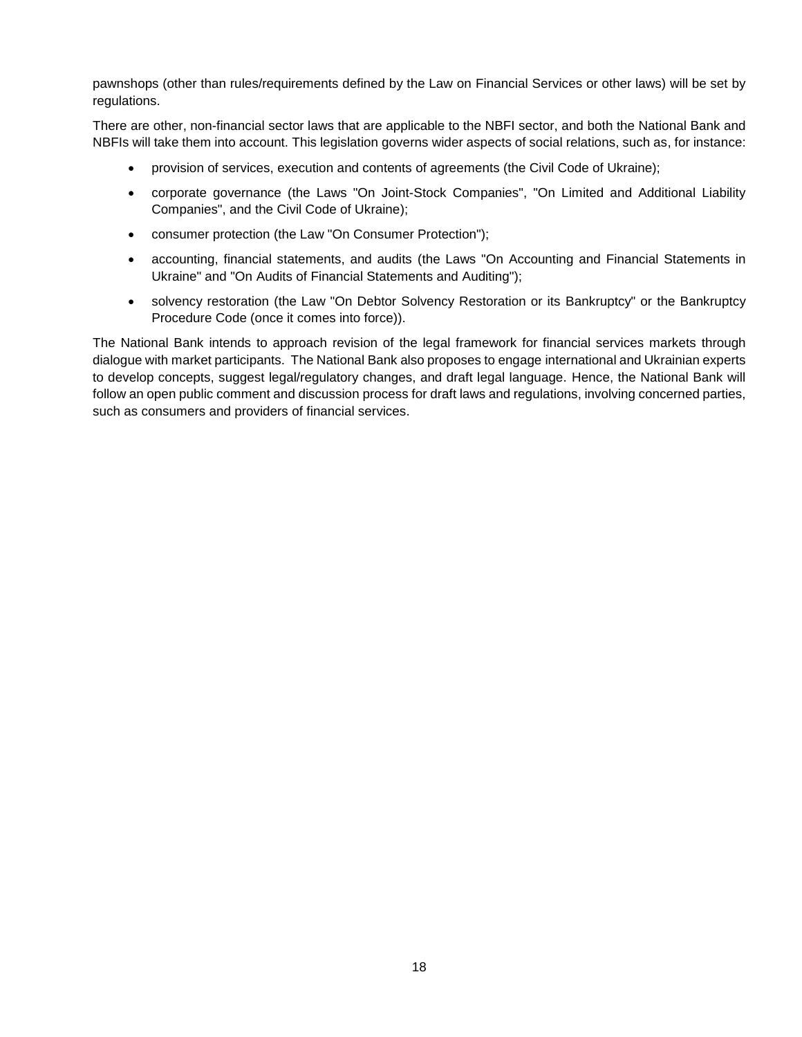pawnshops (other than rules/requirements defined by the Law on Financial Services or other laws) will be set by regulations.

There are other, non-financial sector laws that are applicable to the NBFI sector, and both the National Bank and NBFIs will take them into account. This legislation governs wider aspects of social relations, such as, for instance:

- provision of services, execution and contents of agreements (the Civil Code of Ukraine);
- corporate governance (the Laws "On Joint-Stock Companies", "On Limited and Additional Liability Companies", and the Civil Code of Ukraine);
- consumer protection (the Law "On Consumer Protection");
- accounting, financial statements, and audits (the Laws "On Accounting and Financial Statements in Ukraine" and "On Audits of Financial Statements and Auditing");
- solvency restoration (the Law "On Debtor Solvency Restoration or its Bankruptcy" or the Bankruptcy Procedure Code (once it comes into force)).

The National Bank intends to approach revision of the legal framework for financial services markets through dialogue with market participants. The National Bank also proposes to engage international and Ukrainian experts to develop concepts, suggest legal/regulatory changes, and draft legal language. Hence, the National Bank will follow an open public comment and discussion process for draft laws and regulations, involving concerned parties, such as consumers and providers of financial services.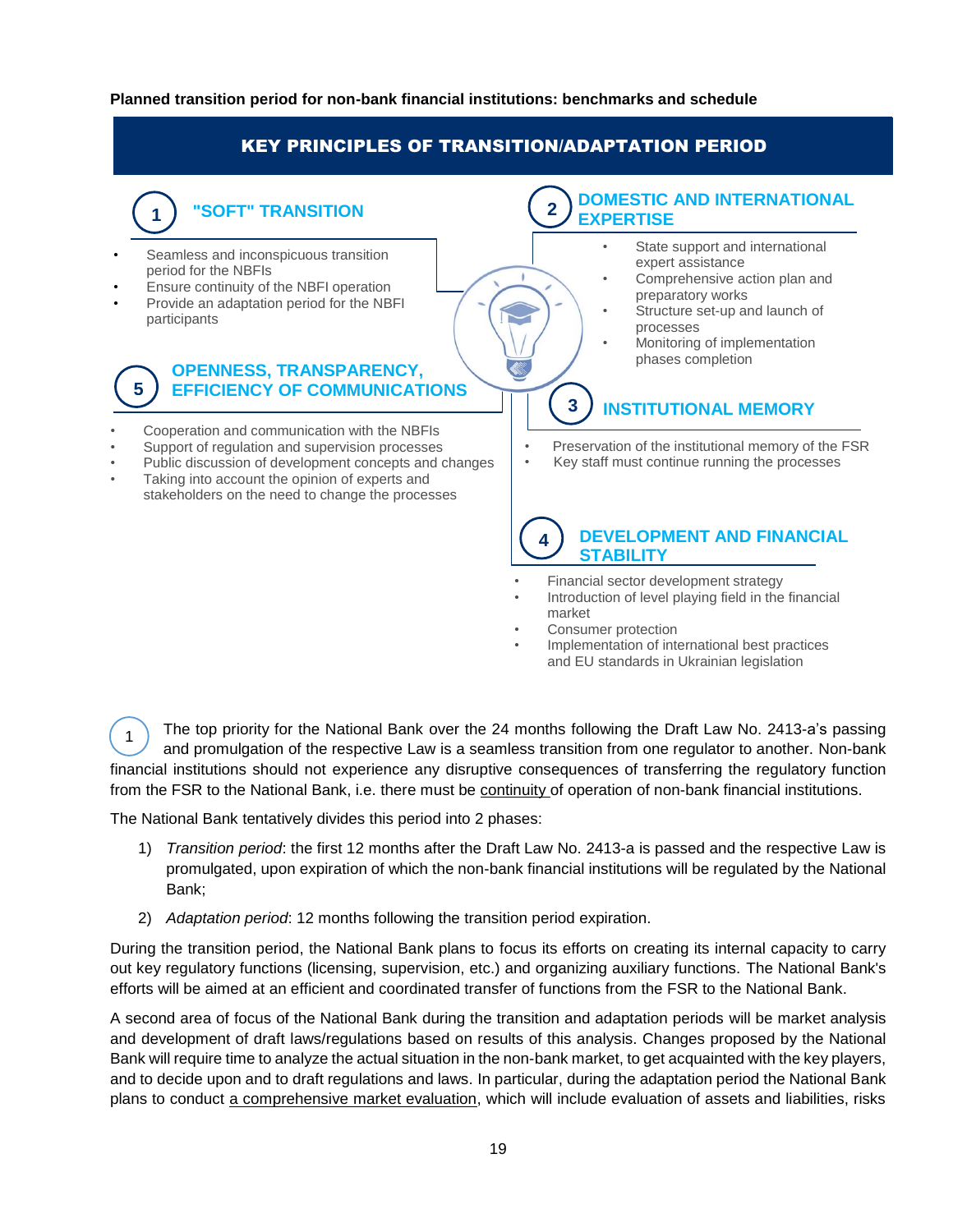**Planned transition period for non-bank financial institutions: benchmarks and schedule**

## KEY PRINCIPLES OF TRANSITION/ADAPTATION PERIOD

### 1 "SOFT" TRANSITION

- Seamless and inconspicuous transition period for the NBFIs
- Ensure continuity of the NBFI operation
- Provide an adaptation period for the NBFI participants

### 2 DOMESTIC AND INTERNATIONAL EXPERTISE

- State support and international expert assistance
- Comprehensive action plan and preparatory works
- Structure set-up and launch of processes
- Monitoring of implementation phases completion

### 3 INSTITUTIONAL MEMORY

- Preservation of the institutional memory of the FSR
- Key staff must continue running the processes

### 4 DEVELOPMENT AND FINANCIAL STABILITY

- Financial sector development strategy
- Introduction of level playing field in the financial market
- Consumer protection
- Implementation of international best practices and EU standards in Ukrainian legislation

### 5 OPENNESS, TRANSPARENCY, EFFICIENCY OF COMMUNICATIONS

- Cooperation and communication with the NBFIs
- Support of regulation and supervision processes
- Public discussion of development concepts and changes
- Taking into account the opinion of experts and stakeholders on the need to change the processes

(1) The top priority for the National Bank over the 24 months following the Draft Law No. 2413-a's passing and promulgation of the respective Law is a seamless transition from one regulator to another. Non-bank financial institutions should not experience any disruptive consequences of transferring the regulatory function from the FSR to the National Bank, i.e. there must be continuity of operation of non-bank financial institutions.

The National Bank tentatively divides this period into 2 phases:

1) *Transition period*: the first 12 months after the Draft Law No. 2413-a is passed and the respective Law is promulgated, upon expiration of which the non-bank financial institutions will be regulated by the National Bank;

2) *Adaptation period*: 12 months following the transition period expiration.

During the transition period, the National Bank plans to focus its efforts on creating its internal capacity to carry out key regulatory functions (licensing, supervision, etc.) and organizing auxiliary functions. The National Bank's efforts will be aimed at an efficient and coordinated transfer of functions from the FSR to the National Bank.

A second area of focus of the National Bank during the transition and adaptation periods will be market analysis and development of draft laws/regulations based on results of this analysis. Changes proposed by the National Bank will require time to analyze the actual situation in the non-bank market, to get acquainted with the key players, and to decide upon and to draft regulations and laws. In particular, during the adaptation period the National Bank plans to conduct a comprehensive market evaluation, which will include evaluation of assets and liabilities, risks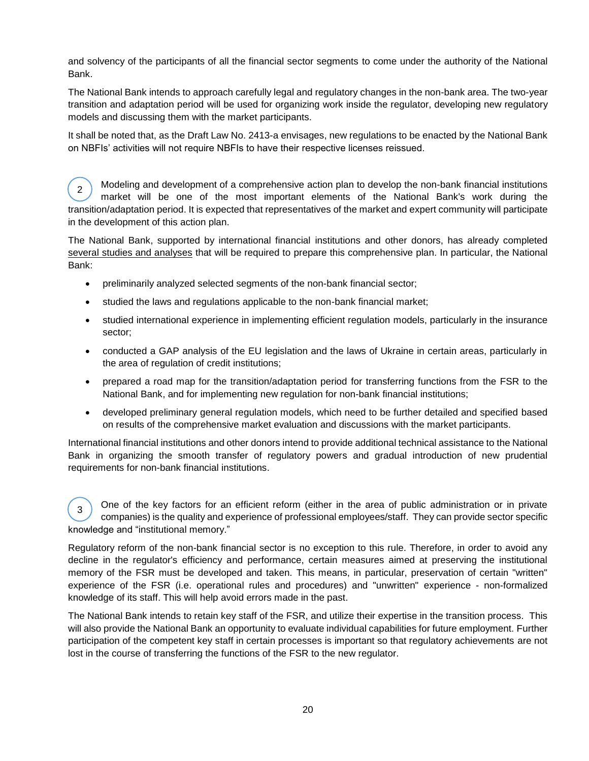and solvency of the participants of all the financial sector segments to come under the authority of the National Bank.

The National Bank intends to approach carefully legal and regulatory changes in the non-bank area. The two-year transition and adaptation period will be used for organizing work inside the regulator, developing new regulatory models and discussing them with the market participants.

It shall be noted that, as the Draft Law No. 2413-a envisages, new regulations to be enacted by the National Bank on NBFIs' activities will not require NBFIs to have their respective licenses reissued.

2 Modeling and development of a comprehensive action plan to develop the non-bank financial institutions market will be one of the most important elements of the National Bank's work during the transition/adaptation period. It is expected that representatives of the market and expert community will participate in the development of this action plan.

The National Bank, supported by international financial institutions and other donors, has already completed several studies and analyses that will be required to prepare this comprehensive plan. In particular, the National Bank:

- preliminarily analyzed selected segments of the non-bank financial sector;
- studied the laws and regulations applicable to the non-bank financial market;
- studied international experience in implementing efficient regulation models, particularly in the insurance sector;
- conducted a GAP analysis of the EU legislation and the laws of Ukraine in certain areas, particularly in the area of regulation of credit institutions;
- prepared a road map for the transition/adaptation period for transferring functions from the FSR to the National Bank, and for implementing new regulation for non-bank financial institutions;
- developed preliminary general regulation models, which need to be further detailed and specified based on results of the comprehensive market evaluation and discussions with the market participants.

International financial institutions and other donors intend to provide additional technical assistance to the National Bank in organizing the smooth transfer of regulatory powers and gradual introduction of new prudential requirements for non-bank financial institutions.

3 One of the key factors for an efficient reform (either in the area of public administration or in private companies) is the quality and experience of professional employees/staff. They can provide sector specific knowledge and "institutional memory."

Regulatory reform of the non-bank financial sector is no exception to this rule. Therefore, in order to avoid any decline in the regulator's efficiency and performance, certain measures aimed at preserving the institutional memory of the FSR must be developed and taken. This means, in particular, preservation of certain "written" experience of the FSR (i.e. operational rules and procedures) and "unwritten" experience - non-formalized knowledge of its staff. This will help avoid errors made in the past.

The National Bank intends to retain key staff of the FSR, and utilize their expertise in the transition process. This will also provide the National Bank an opportunity to evaluate individual capabilities for future employment. Further participation of the competent key staff in certain processes is important so that regulatory achievements are not lost in the course of transferring the functions of the FSR to the new regulator.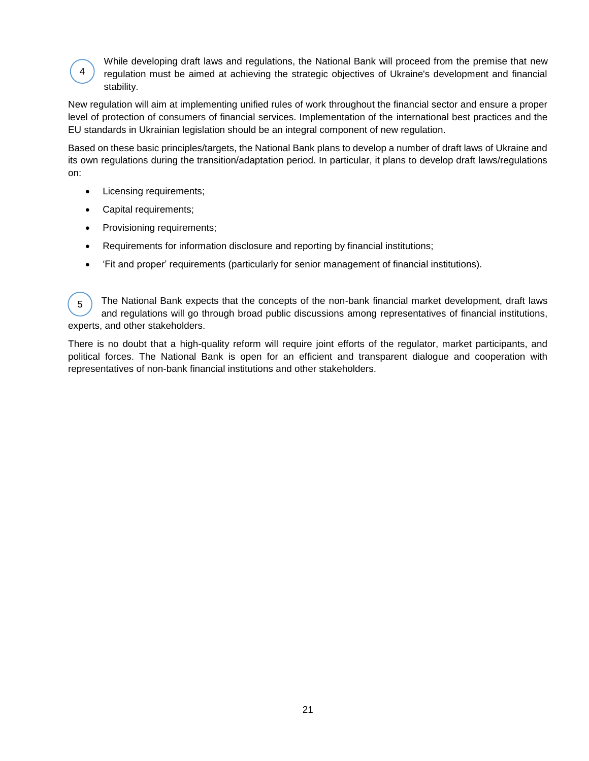4

While developing draft laws and regulations, the National Bank will proceed from the premise that new regulation must be aimed at achieving the strategic objectives of Ukraine's development and financial stability.

New regulation will aim at implementing unified rules of work throughout the financial sector and ensure a proper level of protection of consumers of financial services. Implementation of the international best practices and the EU standards in Ukrainian legislation should be an integral component of new regulation.

Based on these basic principles/targets, the National Bank plans to develop a number of draft laws of Ukraine and its own regulations during the transition/adaptation period. In particular, it plans to develop draft laws/regulations on:

- Licensing requirements;
- Capital requirements;
- Provisioning requirements;
- Requirements for information disclosure and reporting by financial institutions;
- 'Fit and proper' requirements (particularly for senior management of financial institutions).

5

The National Bank expects that the concepts of the non-bank financial market development, draft laws and regulations will go through broad public discussions among representatives of financial institutions, experts, and other stakeholders.

There is no doubt that a high-quality reform will require joint efforts of the regulator, market participants, and political forces. The National Bank is open for an efficient and transparent dialogue and cooperation with representatives of non-bank financial institutions and other stakeholders.